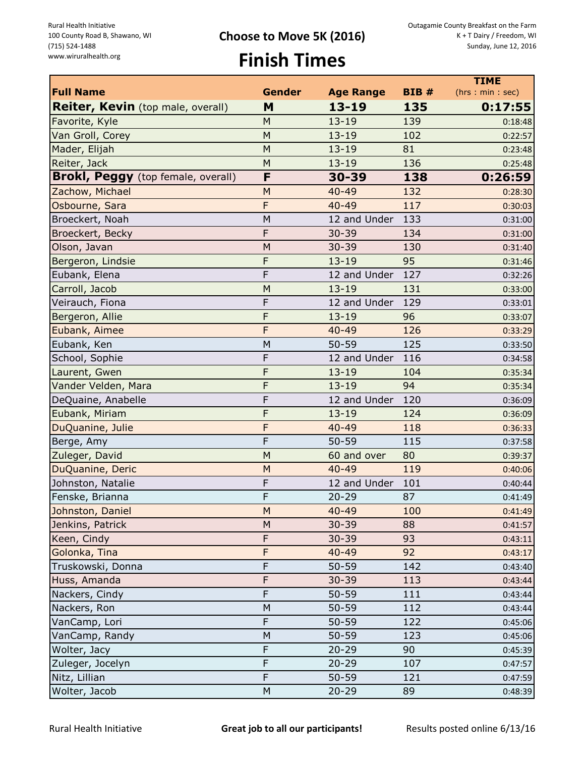Rural Health Initiative
100 County Road B, Shawano, WI
(715) 524-1488
www.wiruralhealth.org

# Choose to Move 5K (2016)

# Finish Times

Outagamie County Breakfast on the Farm
K + T Dairy / Freedom, WI
Sunday, June 12, 2016

| Full Name | Gender | Age Range | BIB # | TIME (hrs : min : sec) |
|---|---|---|---|---|
| **Reiter, Kevin** (top male, overall) | **M** | **13-19** | **135** | **0:17:55** |
| Favorite, Kyle | M | 13-19 | 139 | 0:18:48 |
| Van Groll, Corey | M | 13-19 | 102 | 0:22:57 |
| Mader, Elijah | M | 13-19 | 81 | 0:23:48 |
| Reiter, Jack | M | 13-19 | 136 | 0:25:48 |
| **Brokl, Peggy** (top female, overall) | **F** | **30-39** | **138** | **0:26:59** |
| Zachow, Michael | M | 40-49 | 132 | 0:28:30 |
| Osbourne, Sara | F | 40-49 | 117 | 0:30:03 |
| Broeckert, Noah | M | 12 and Under | 133 | 0:31:00 |
| Broeckert, Becky | F | 30-39 | 134 | 0:31:00 |
| Olson, Javan | M | 30-39 | 130 | 0:31:40 |
| Bergeron, Lindsie | F | 13-19 | 95 | 0:31:46 |
| Eubank, Elena | F | 12 and Under | 127 | 0:32:26 |
| Carroll, Jacob | M | 13-19 | 131 | 0:33:00 |
| Veirauch, Fiona | F | 12 and Under | 129 | 0:33:01 |
| Bergeron, Allie | F | 13-19 | 96 | 0:33:07 |
| Eubank, Aimee | F | 40-49 | 126 | 0:33:29 |
| Eubank, Ken | M | 50-59 | 125 | 0:33:50 |
| School, Sophie | F | 12 and Under | 116 | 0:34:58 |
| Laurent, Gwen | F | 13-19 | 104 | 0:35:34 |
| Vander Velden, Mara | F | 13-19 | 94 | 0:35:34 |
| DeQuaine, Anabelle | F | 12 and Under | 120 | 0:36:09 |
| Eubank, Miriam | F | 13-19 | 124 | 0:36:09 |
| DuQuanine, Julie | F | 40-49 | 118 | 0:36:33 |
| Berge, Amy | F | 50-59 | 115 | 0:37:58 |
| Zuleger, David | M | 60 and over | 80 | 0:39:37 |
| DuQuanine, Deric | M | 40-49 | 119 | 0:40:06 |
| Johnston, Natalie | F | 12 and Under | 101 | 0:40:44 |
| Fenske, Brianna | F | 20-29 | 87 | 0:41:49 |
| Johnston, Daniel | M | 40-49 | 100 | 0:41:49 |
| Jenkins, Patrick | M | 30-39 | 88 | 0:41:57 |
| Keen, Cindy | F | 30-39 | 93 | 0:43:11 |
| Golonka, Tina | F | 40-49 | 92 | 0:43:17 |
| Truskowski, Donna | F | 50-59 | 142 | 0:43:40 |
| Huss, Amanda | F | 30-39 | 113 | 0:43:44 |
| Nackers, Cindy | F | 50-59 | 111 | 0:43:44 |
| Nackers, Ron | M | 50-59 | 112 | 0:43:44 |
| VanCamp, Lori | F | 50-59 | 122 | 0:45:06 |
| VanCamp, Randy | M | 50-59 | 123 | 0:45:06 |
| Wolter, Jacy | F | 20-29 | 90 | 0:45:39 |
| Zuleger, Jocelyn | F | 20-29 | 107 | 0:47:57 |
| Nitz, Lillian | F | 50-59 | 121 | 0:47:59 |
| Wolter, Jacob | M | 20-29 | 89 | 0:48:39 |

Rural Health Initiative | **Great job to all our participants!** | Results posted online 6/13/16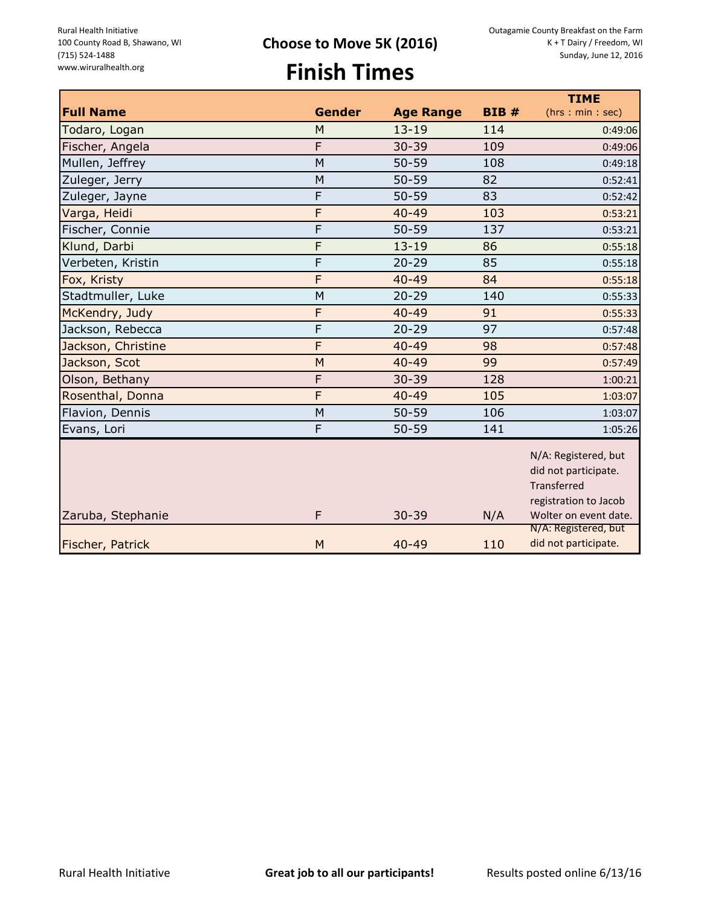Rural Health Initiative
100 County Road B, Shawano, WI
(715) 524-1488
www.wiruralhealth.org

## Choose to Move 5K (2016)

# Finish Times

Outagamie County Breakfast on the Farm
K + T Dairy / Freedom, WI
Sunday, June 12, 2016

| Full Name | Gender | Age Range | BIB # | TIME (hrs : min : sec) |
|---|---|---|---|---|
| Todaro, Logan | M | 13-19 | 114 | 0:49:06 |
| Fischer, Angela | F | 30-39 | 109 | 0:49:06 |
| Mullen, Jeffrey | M | 50-59 | 108 | 0:49:18 |
| Zuleger, Jerry | M | 50-59 | 82 | 0:52:41 |
| Zuleger, Jayne | F | 50-59 | 83 | 0:52:42 |
| Varga, Heidi | F | 40-49 | 103 | 0:53:21 |
| Fischer, Connie | F | 50-59 | 137 | 0:53:21 |
| Klund, Darbi | F | 13-19 | 86 | 0:55:18 |
| Verbeten, Kristin | F | 20-29 | 85 | 0:55:18 |
| Fox, Kristy | F | 40-49 | 84 | 0:55:18 |
| Stadtmuller, Luke | M | 20-29 | 140 | 0:55:33 |
| McKendry, Judy | F | 40-49 | 91 | 0:55:33 |
| Jackson, Rebecca | F | 20-29 | 97 | 0:57:48 |
| Jackson, Christine | F | 40-49 | 98 | 0:57:48 |
| Jackson, Scot | M | 40-49 | 99 | 0:57:49 |
| Olson, Bethany | F | 30-39 | 128 | 1:00:21 |
| Rosenthal, Donna | F | 40-49 | 105 | 1:03:07 |
| Flavion, Dennis | M | 50-59 | 106 | 1:03:07 |
| Evans, Lori | F | 50-59 | 141 | 1:05:26 |
| Zaruba, Stephanie | F | 30-39 | N/A | N/A: Registered, but did not participate. Transferred registration to Jacob Wolter on event date. |
| Fischer, Patrick | M | 40-49 | 110 | N/A: Registered, but did not participate. |

Rural Health Initiative

**Great job to all our participants!**

Results posted online 6/13/16